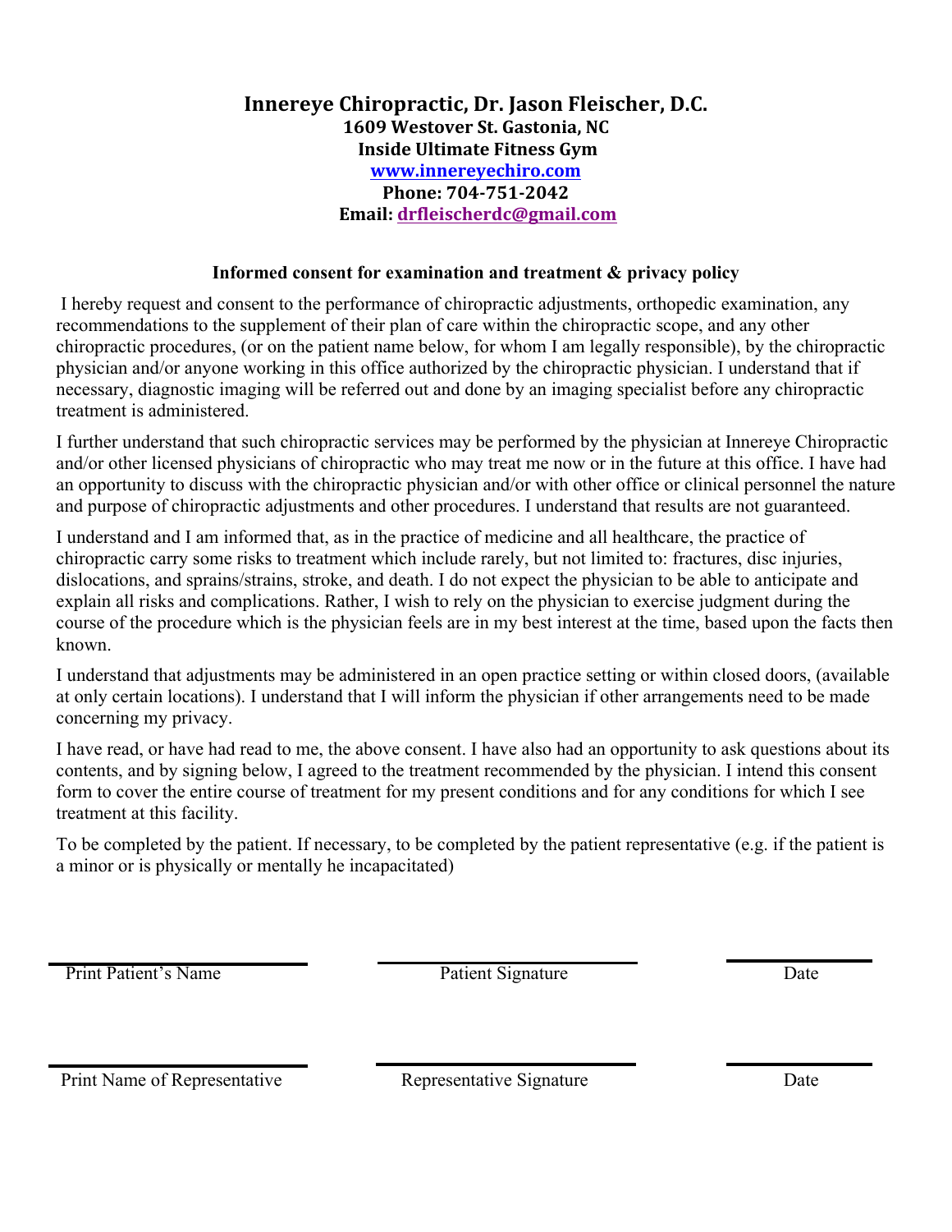# Innereye Chiropractic, Dr. Jason Fleischer, D.C.

**1609 Westover St. Gastonia, NC**
**Inside Ultimate Fitness Gym**
**www.innereyechiro.com**
**Phone: 704-751-2042**
**Email: drfleischerdc@gmail.com**

## Informed consent for examination and treatment & privacy policy

I hereby request and consent to the performance of chiropractic adjustments, orthopedic examination, any recommendations to the supplement of their plan of care within the chiropractic scope, and any other chiropractic procedures, (or on the patient name below, for whom I am legally responsible), by the chiropractic physician and/or anyone working in this office authorized by the chiropractic physician. I understand that if necessary, diagnostic imaging will be referred out and done by an imaging specialist before any chiropractic treatment is administered.

I further understand that such chiropractic services may be performed by the physician at Innereye Chiropractic and/or other licensed physicians of chiropractic who may treat me now or in the future at this office. I have had an opportunity to discuss with the chiropractic physician and/or with other office or clinical personnel the nature and purpose of chiropractic adjustments and other procedures. I understand that results are not guaranteed.

I understand and I am informed that, as in the practice of medicine and all healthcare, the practice of chiropractic carry some risks to treatment which include rarely, but not limited to: fractures, disc injuries, dislocations, and sprains/strains, stroke, and death. I do not expect the physician to be able to anticipate and explain all risks and complications. Rather, I wish to rely on the physician to exercise judgment during the course of the procedure which is the physician feels are in my best interest at the time, based upon the facts then known.

I understand that adjustments may be administered in an open practice setting or within closed doors, (available at only certain locations). I understand that I will inform the physician if other arrangements need to be made concerning my privacy.

I have read, or have had read to me, the above consent. I have also had an opportunity to ask questions about its contents, and by signing below, I agreed to the treatment recommended by the physician. I intend this consent form to cover the entire course of treatment for my present conditions and for any conditions for which I see treatment at this facility.

To be completed by the patient. If necessary, to be completed by the patient representative (e.g. if the patient is a minor or is physically or mentally he incapacitated)

| Print Patient's Name | Patient Signature | Date |
|---|---|---|
| | | |

| Print Name of Representative | Representative Signature | Date |
|---|---|---|
| | | |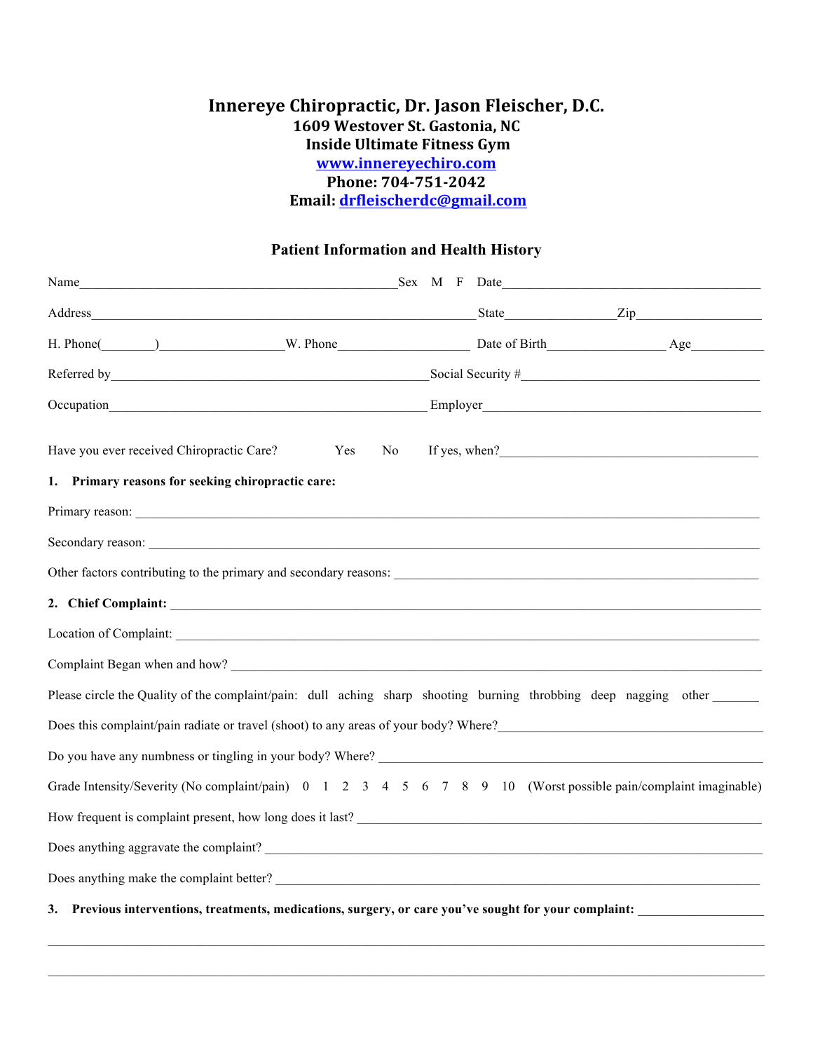# Innereye Chiropractic, Dr. Jason Fleischer, D.C.

**1609 Westover St. Gastonia, NC**
**Inside Ultimate Fitness Gym**
**[www.innereyechiro.com](http://www.innereyechiro.com)**
**Phone: 704-751-2042**
**Email: [drfleischerdc@gmail.com](mailto:drfleischerdc@gmail.com)**

## Patient Information and Health History

Name_______________________________________________Sex M F Date_______________________________________

Address__________________________________________________________ State________________Zip__________________

H. Phone(________)__________________W. Phone___________________ Date of Birth_________________ Age___________

Referred by_______________________________________________Social Security #___________________________________

Occupation_______________________________________________ Employer__________________________________________

Have you ever received Chiropractic Care? Yes No If yes, when?_______________________________________

**1. Primary reasons for seeking chiropractic care:**

Primary reason: ___________________________________________________________________________________________

Secondary reason: _________________________________________________________________________________________

Other factors contributing to the primary and secondary reasons: ____________________________________________________

**2. Chief Complaint:** ________________________________________________________________________________________

Location of Complaint: ______________________________________________________________________________________

Complaint Began when and how? _____________________________________________________________________________

Please circle the Quality of the complaint/pain: dull aching sharp shooting burning throbbing deep nagging other _______

Does this complaint/pain radiate or travel (shoot) to any areas of your body? Where?_______________________________________

Do you have any numbness or tingling in your body? Where? _______________________________________________________

Grade Intensity/Severity (No complaint/pain) 0 1 2 3 4 5 6 7 8 9 10 (Worst possible pain/complaint imaginable)

How frequent is complaint present, how long does it last? __________________________________________________________

Does anything aggravate the complaint? ________________________________________________________________________

Does anything make the complaint better? ______________________________________________________________________

**3. Previous interventions, treatments, medications, surgery, or care you've sought for your complaint:** ___________________

______________________________________________________________________________________________________

______________________________________________________________________________________________________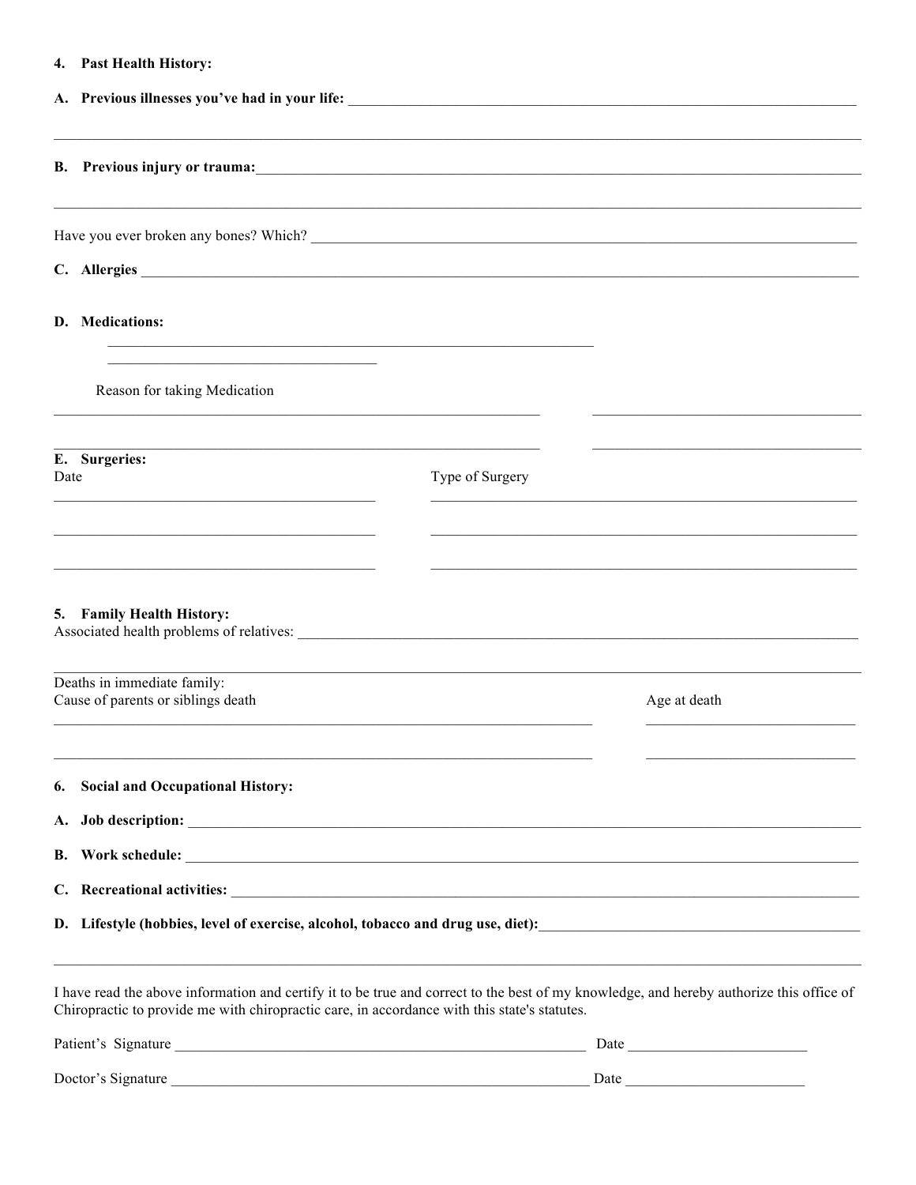**4. Past Health History:**

**A. Previous illnesses you've had in your life:** ______________________________________________

______________________________________________

**B. Previous injury or trauma:** ______________________________________________

______________________________________________

Have you ever broken any bones? Which? ______________________________________________

**C. Allergies** ______________________________________________

**D. Medications:**

______________________________________________

______________________________

Reason for taking Medication

______________________________________________ ______________________________

______________________________________________ ______________________________

**E. Surgeries:**

| Date | Type of Surgery |
| --- | --- |
| | |
| | |
| | |

**5. Family Health History:**

Associated health problems of relatives: ______________________________________________

______________________________________________

Deaths in immediate family:

| Cause of parents or siblings death | Age at death |
| --- | --- |
| | |
| | |

**6. Social and Occupational History:**

**A. Job description:** ______________________________________________

**B. Work schedule:** ______________________________________________

**C. Recreational activities:** ______________________________________________

**D. Lifestyle (hobbies, level of exercise, alcohol, tobacco and drug use, diet):** ______________________________

______________________________________________

I have read the above information and certify it to be true and correct to the best of my knowledge, and hereby authorize this office of Chiropractic to provide me with chiropractic care, in accordance with this state's statutes.

Patient's Signature ______________________________ Date ____________________

Doctor's Signature ______________________________ Date ____________________